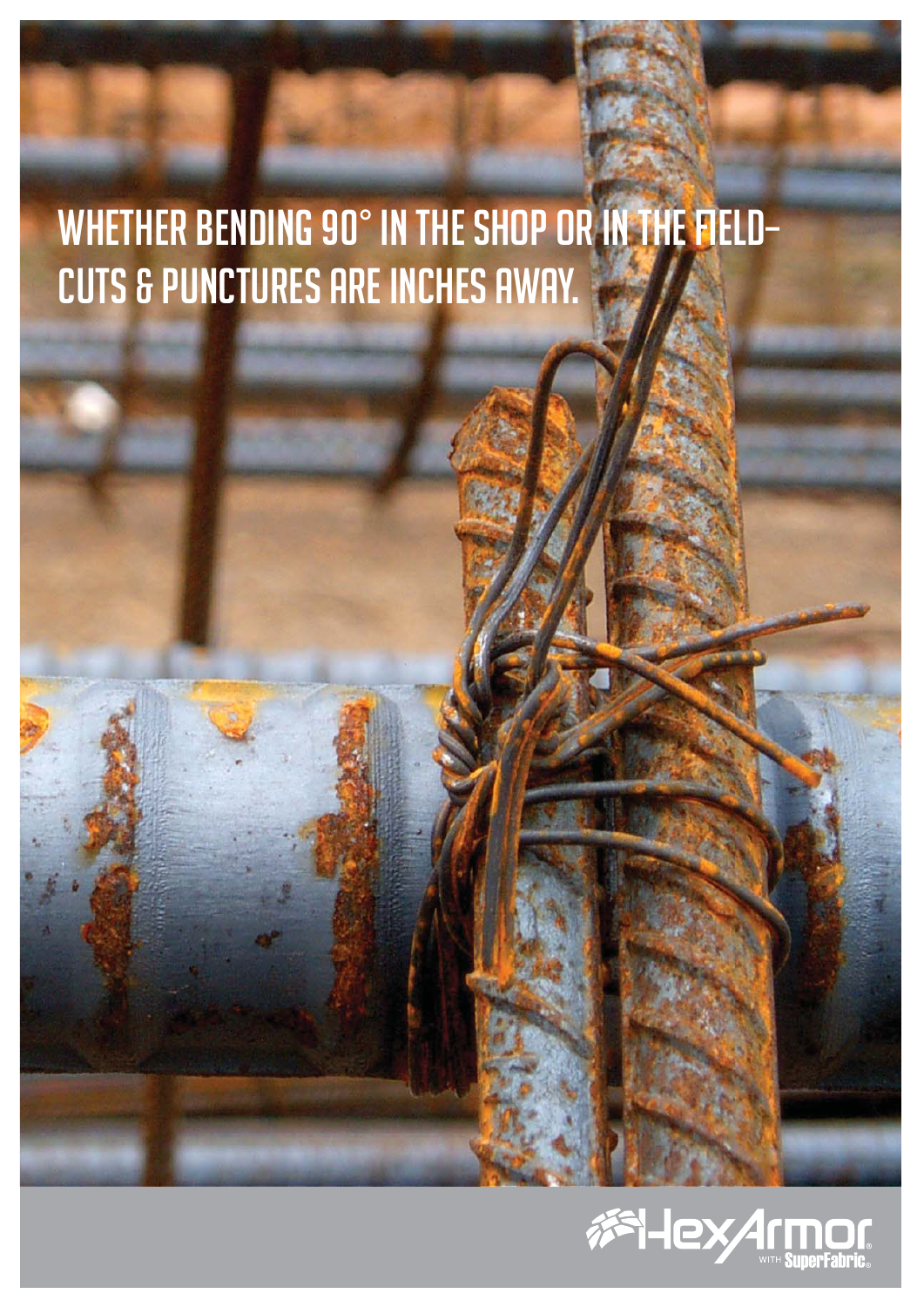# WHETHER BENDING 90° IN THE SHOP OR IN THE FIELD– CUTS & PUNCTURES ARE INCHES AWAY.

HexArmor® WITH SuperFabric®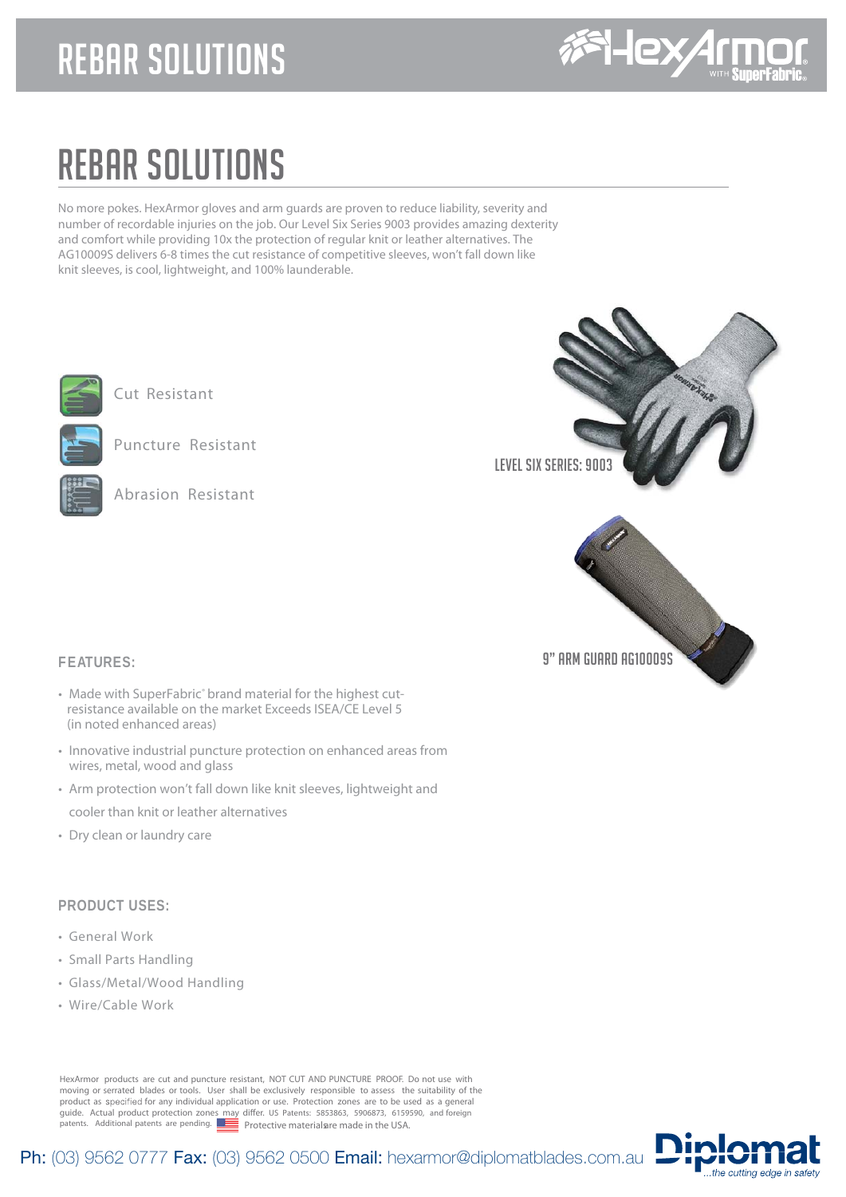# REBAR SOLUTIONS

No more pokes. HexArmor gloves and arm guards are proven to reduce liability, severity and number of recordable injuries on the job. Our Level Six Series 9003 provides amazing dexterity and comfort while providing 10x the protection of regular knit or leather alternatives. The AG10009S delivers 6-8 times the cut resistance of competitive sleeves, won't fall down like knit sleeves, is cool, lightweight, and 100% launderable.

Cut Resistant

Puncture Resistant

Abrasion Resistant

LEVEL SIX SERIES: 9003

9" ARM GUARD AG10009S

### FEATURES:

- Made with SuperFabric® brand material for the highest cut-resistance available on the market Exceeds ISEA/CE Level 5 (in noted enhanced areas)
- Innovative industrial puncture protection on enhanced areas from wires, metal, wood and glass
- Arm protection won't fall down like knit sleeves, lightweight and cooler than knit or leather alternatives
- Dry clean or laundry care

### PRODUCT USES:

- General Work
- Small Parts Handling
- Glass/Metal/Wood Handling
- Wire/Cable Work

HexArmor products are cut and puncture resistant, NOT CUT AND PUNCTURE PROOF. Do not use with moving or serrated blades or tools. User shall be exclusively responsible to assess the suitability of the product as specified for any individual application or use. Protection zones are to be used as a general guide. Actual product protection zones may differ. US Patents: 5853863, 5906873, 6159590, and foreign patents. Additional patents are pending. Protective materials are made in the USA.

Ph: (03) 9562 0777 Fax: (03) 9562 0500 Email: hexarmor@diplomatblades.com.au

Diplomat ...the cutting edge in safety